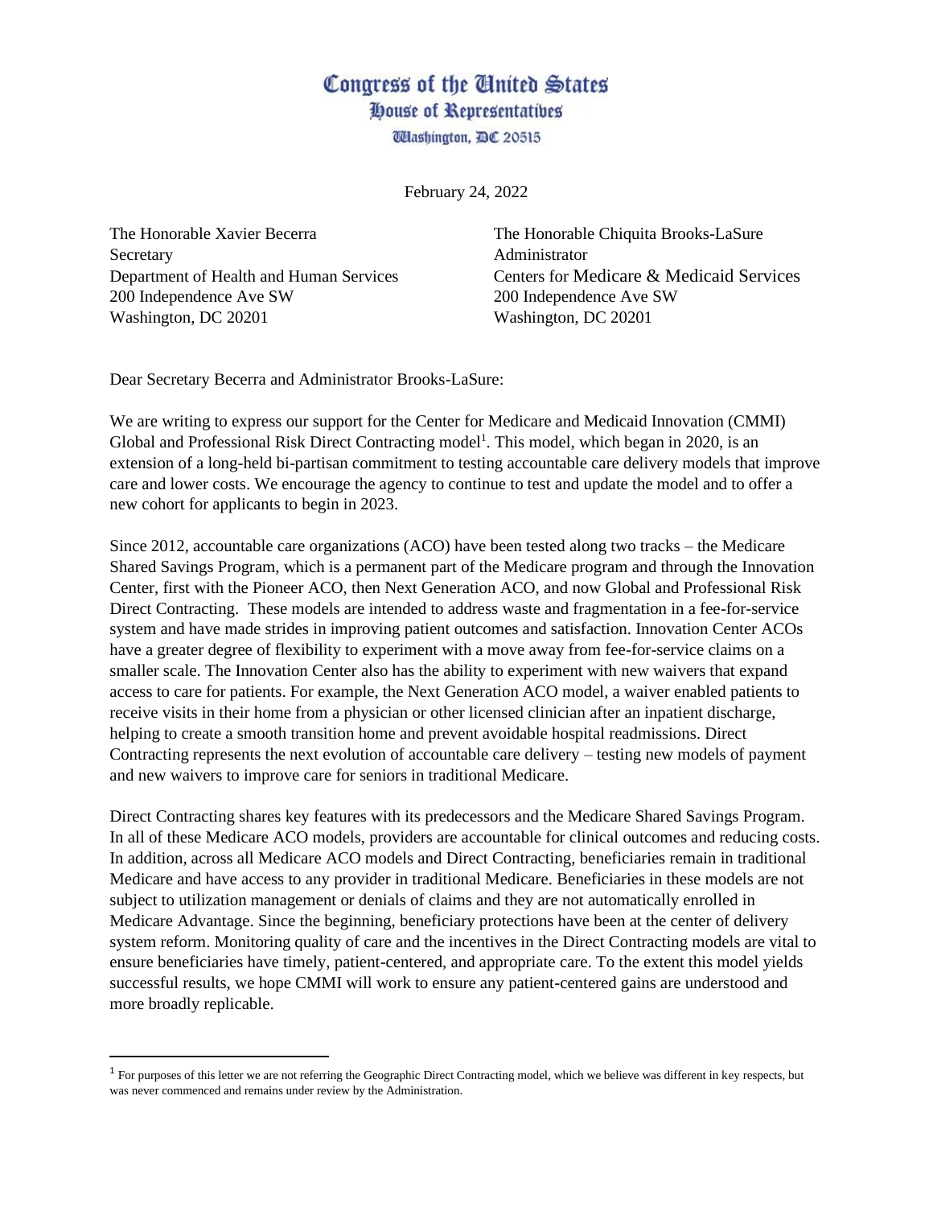# Congress of the United States
## House of Representatives
Washington, DC 20515

February 24, 2022

The Honorable Xavier Becerra
Secretary
Department of Health and Human Services
200 Independence Ave SW
Washington, DC 20201

The Honorable Chiquita Brooks-LaSure
Administrator
Centers for Medicare & Medicaid Services
200 Independence Ave SW
Washington, DC 20201

Dear Secretary Becerra and Administrator Brooks-LaSure:

We are writing to express our support for the Center for Medicare and Medicaid Innovation (CMMI) Global and Professional Risk Direct Contracting model[1]. This model, which began in 2020, is an extension of a long-held bi-partisan commitment to testing accountable care delivery models that improve care and lower costs. We encourage the agency to continue to test and update the model and to offer a new cohort for applicants to begin in 2023.

Since 2012, accountable care organizations (ACO) have been tested along two tracks – the Medicare Shared Savings Program, which is a permanent part of the Medicare program and through the Innovation Center, first with the Pioneer ACO, then Next Generation ACO, and now Global and Professional Risk Direct Contracting. These models are intended to address waste and fragmentation in a fee-for-service system and have made strides in improving patient outcomes and satisfaction. Innovation Center ACOs have a greater degree of flexibility to experiment with a move away from fee-for-service claims on a smaller scale. The Innovation Center also has the ability to experiment with new waivers that expand access to care for patients. For example, the Next Generation ACO model, a waiver enabled patients to receive visits in their home from a physician or other licensed clinician after an inpatient discharge, helping to create a smooth transition home and prevent avoidable hospital readmissions. Direct Contracting represents the next evolution of accountable care delivery – testing new models of payment and new waivers to improve care for seniors in traditional Medicare.

Direct Contracting shares key features with its predecessors and the Medicare Shared Savings Program. In all of these Medicare ACO models, providers are accountable for clinical outcomes and reducing costs. In addition, across all Medicare ACO models and Direct Contracting, beneficiaries remain in traditional Medicare and have access to any provider in traditional Medicare. Beneficiaries in these models are not subject to utilization management or denials of claims and they are not automatically enrolled in Medicare Advantage. Since the beginning, beneficiary protections have been at the center of delivery system reform. Monitoring quality of care and the incentives in the Direct Contracting models are vital to ensure beneficiaries have timely, patient-centered, and appropriate care. To the extent this model yields successful results, we hope CMMI will work to ensure any patient-centered gains are understood and more broadly replicable.

[1] For purposes of this letter we are not referring the Geographic Direct Contracting model, which we believe was different in key respects, but was never commenced and remains under review by the Administration.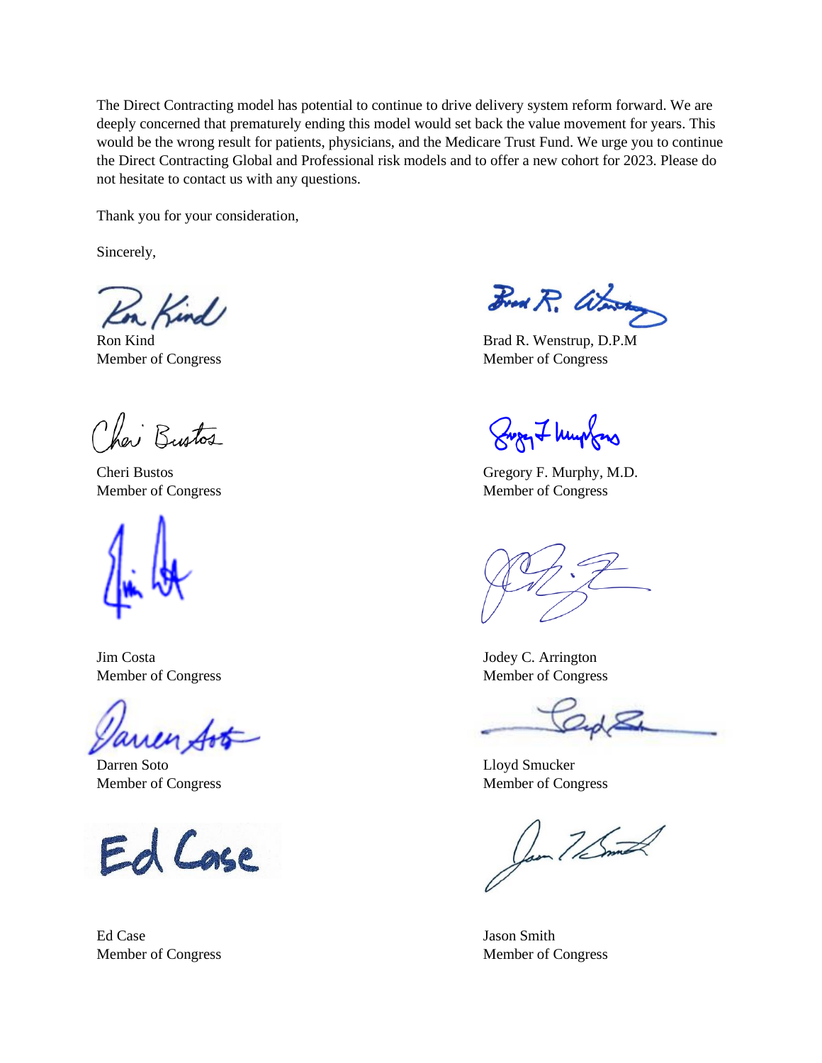The Direct Contracting model has potential to continue to drive delivery system reform forward. We are deeply concerned that prematurely ending this model would set back the value movement for years. This would be the wrong result for patients, physicians, and the Medicare Trust Fund. We urge you to continue the Direct Contracting Global and Professional risk models and to offer a new cohort for 2023. Please do not hesitate to contact us with any questions.

Thank you for your consideration,

Sincerely,

Ron Kind
Member of Congress

Brad R. Wenstrup, D.P.M
Member of Congress

Cheri Bustos
Member of Congress

Gregory F. Murphy, M.D.
Member of Congress

Jim Costa
Member of Congress

Jodey C. Arrington
Member of Congress

Darren Soto
Member of Congress

Lloyd Smucker
Member of Congress

Ed Case
Member of Congress

Jason Smith
Member of Congress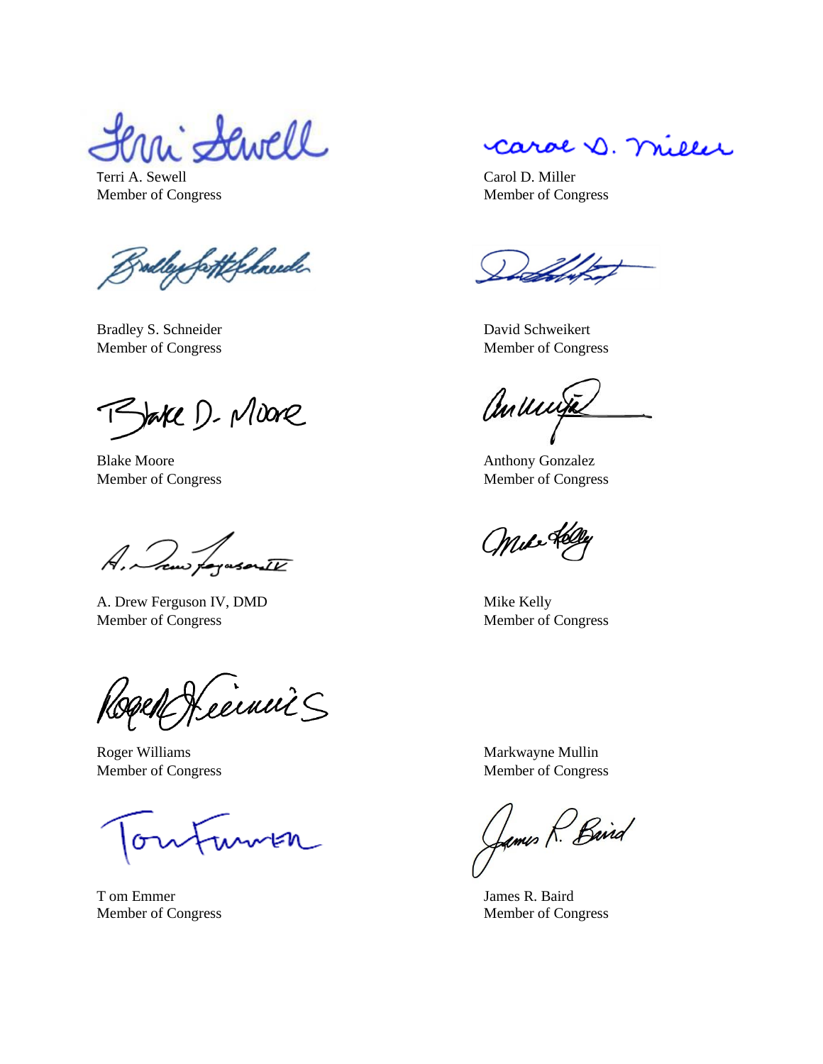Terri A. Sewell
Member of Congress

Carol D. Miller
Member of Congress

Bradley S. Schneider
Member of Congress

David Schweikert
Member of Congress

Blake Moore
Member of Congress

Anthony Gonzalez
Member of Congress

A. Drew Ferguson IV, DMD
Member of Congress

Mike Kelly
Member of Congress

Roger Williams
Member of Congress

Markwayne Mullin
Member of Congress

T om Emmer
Member of Congress

James R. Baird
Member of Congress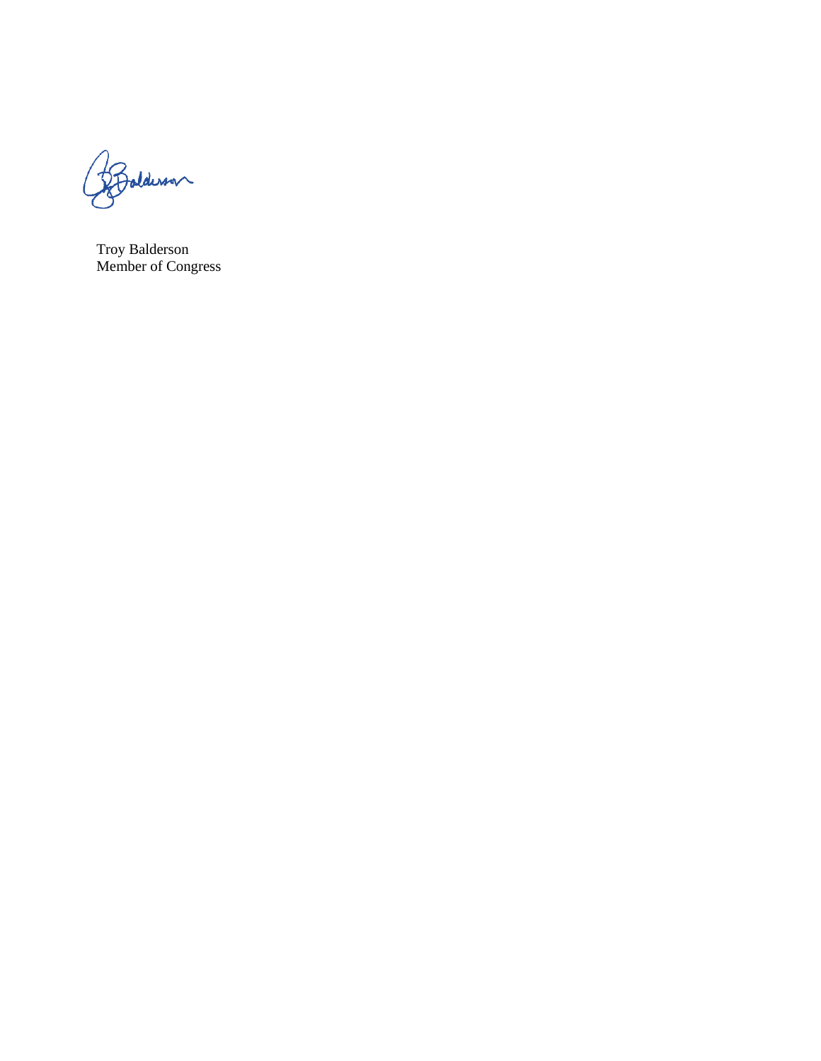Troy Balderson
Member of Congress